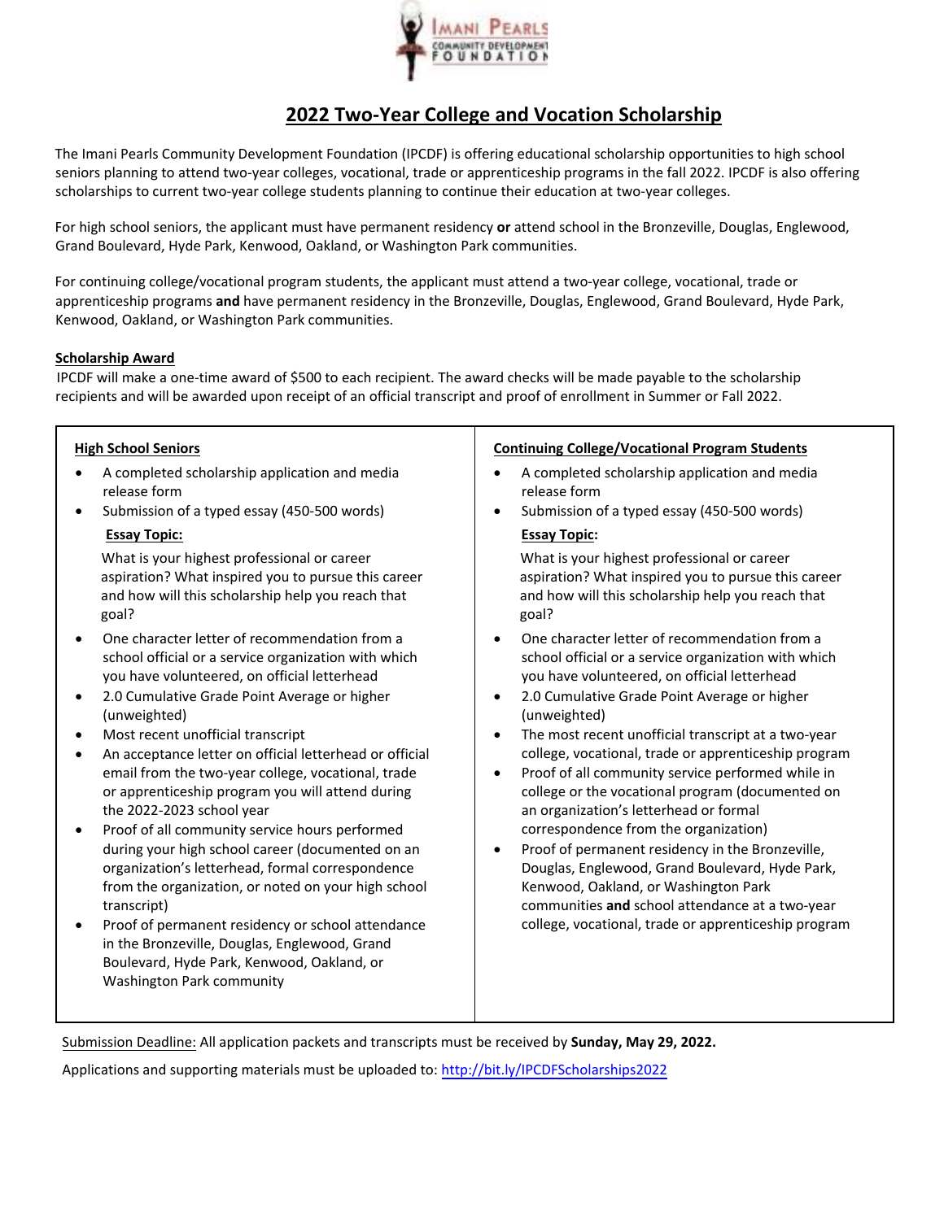# 2022 Two-Year College and Vocation Scholarship

The Imani Pearls Community Development Foundation (IPCDF) is offering educational scholarship opportunities to high school seniors planning to attend two-year colleges, vocational, trade or apprenticeship programs in the fall 2022. IPCDF is also offering scholarships to current two-year college students planning to continue their education at two-year colleges.

For high school seniors, the applicant must have permanent residency **or** attend school in the Bronzeville, Douglas, Englewood, Grand Boulevard, Hyde Park, Kenwood, Oakland, or Washington Park communities.

For continuing college/vocational program students, the applicant must attend a two-year college, vocational, trade or apprenticeship programs **and** have permanent residency in the Bronzeville, Douglas, Englewood, Grand Boulevard, Hyde Park, Kenwood, Oakland, or Washington Park communities.

## Scholarship Award

IPCDF will make a one-time award of $500 to each recipient. The award checks will be made payable to the scholarship recipients and will be awarded upon receipt of an official transcript and proof of enrollment in Summer or Fall 2022.

### High School Seniors

- A completed scholarship application and media release form
- Submission of a typed essay (450-500 words)

  **Essay Topic:**

  What is your highest professional or career aspiration? What inspired you to pursue this career and how will this scholarship help you reach that goal?
- One character letter of recommendation from a school official or a service organization with which you have volunteered, on official letterhead
- 2.0 Cumulative Grade Point Average or higher (unweighted)
- Most recent unofficial transcript
- An acceptance letter on official letterhead or official email from the two-year college, vocational, trade or apprenticeship program you will attend during the 2022-2023 school year
- Proof of all community service hours performed during your high school career (documented on an organization's letterhead, formal correspondence from the organization, or noted on your high school transcript)
- Proof of permanent residency or school attendance in the Bronzeville, Douglas, Englewood, Grand Boulevard, Hyde Park, Kenwood, Oakland, or Washington Park community

### Continuing College/Vocational Program Students

- A completed scholarship application and media release form
- Submission of a typed essay (450-500 words)

  **Essay Topic:**

  What is your highest professional or career aspiration? What inspired you to pursue this career and how will this scholarship help you reach that goal?
- One character letter of recommendation from a school official or a service organization with which you have volunteered, on official letterhead
- 2.0 Cumulative Grade Point Average or higher (unweighted)
- The most recent unofficial transcript at a two-year college, vocational, trade or apprenticeship program
- Proof of all community service performed while in college or the vocational program (documented on an organization's letterhead or formal correspondence from the organization)
- Proof of permanent residency in the Bronzeville, Douglas, Englewood, Grand Boulevard, Hyde Park, Kenwood, Oakland, or Washington Park communities **and** school attendance at a two-year college, vocational, trade or apprenticeship program

Submission Deadline: All application packets and transcripts must be received by **Sunday, May 29, 2022.**

Applications and supporting materials must be uploaded to: http://bit.ly/IPCDFScholarships2022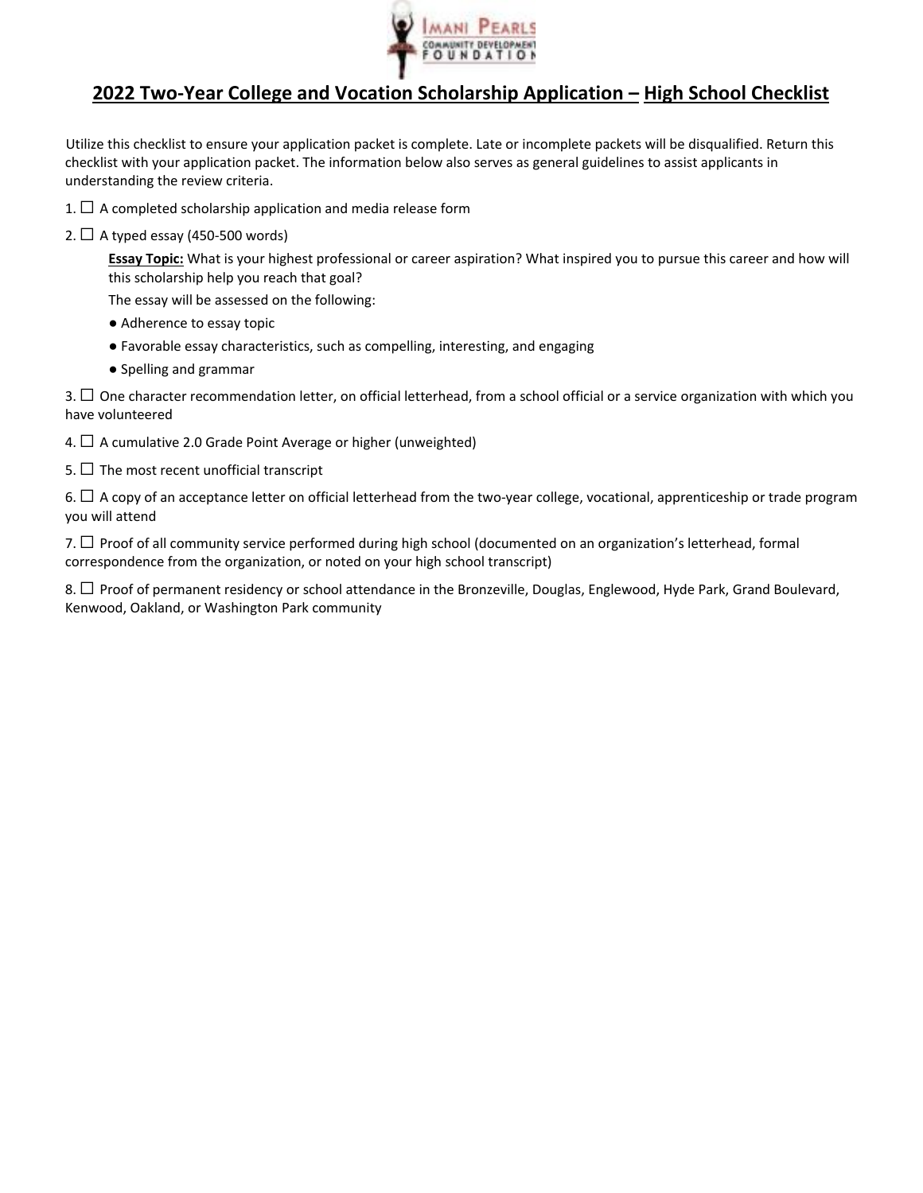## 2022 Two-Year College and Vocation Scholarship Application – High School Checklist

Utilize this checklist to ensure your application packet is complete. Late or incomplete packets will be disqualified. Return this checklist with your application packet. The information below also serves as general guidelines to assist applicants in understanding the review criteria.

1. ☐ A completed scholarship application and media release form
2. ☐ A typed essay (450-500 words)

   **Essay Topic:** What is your highest professional or career aspiration? What inspired you to pursue this career and how will this scholarship help you reach that goal?

   The essay will be assessed on the following:

   - Adherence to essay topic
   - Favorable essay characteristics, such as compelling, interesting, and engaging
   - Spelling and grammar

3. ☐ One character recommendation letter, on official letterhead, from a school official or a service organization with which you have volunteered
4. ☐ A cumulative 2.0 Grade Point Average or higher (unweighted)
5. ☐ The most recent unofficial transcript
6. ☐ A copy of an acceptance letter on official letterhead from the two-year college, vocational, apprenticeship or trade program you will attend
7. ☐ Proof of all community service performed during high school (documented on an organization's letterhead, formal correspondence from the organization, or noted on your high school transcript)
8. ☐ Proof of permanent residency or school attendance in the Bronzeville, Douglas, Englewood, Hyde Park, Grand Boulevard, Kenwood, Oakland, or Washington Park community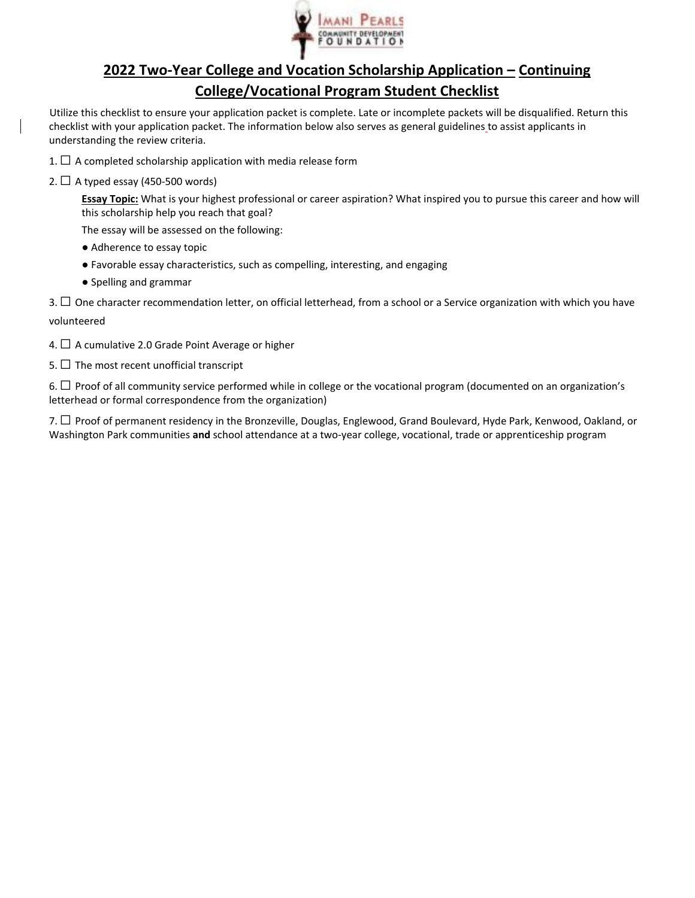# 2022 Two-Year College and Vocation Scholarship Application – Continuing College/Vocational Program Student Checklist

Utilize this checklist to ensure your application packet is complete. Late or incomplete packets will be disqualified. Return this checklist with your application packet. The information below also serves as general guidelines to assist applicants in understanding the review criteria.

1. ☐ A completed scholarship application with media release form

2. ☐ A typed essay (450-500 words)

   **Essay Topic:** What is your highest professional or career aspiration? What inspired you to pursue this career and how will this scholarship help you reach that goal?

   The essay will be assessed on the following:

   - Adherence to essay topic
   - Favorable essay characteristics, such as compelling, interesting, and engaging
   - Spelling and grammar

3. ☐ One character recommendation letter, on official letterhead, from a school or a Service organization with which you have volunteered

4. ☐ A cumulative 2.0 Grade Point Average or higher

5. ☐ The most recent unofficial transcript

6. ☐ Proof of all community service performed while in college or the vocational program (documented on an organization's letterhead or formal correspondence from the organization)

7. ☐ Proof of permanent residency in the Bronzeville, Douglas, Englewood, Grand Boulevard, Hyde Park, Kenwood, Oakland, or Washington Park communities **and** school attendance at a two-year college, vocational, trade or apprenticeship program